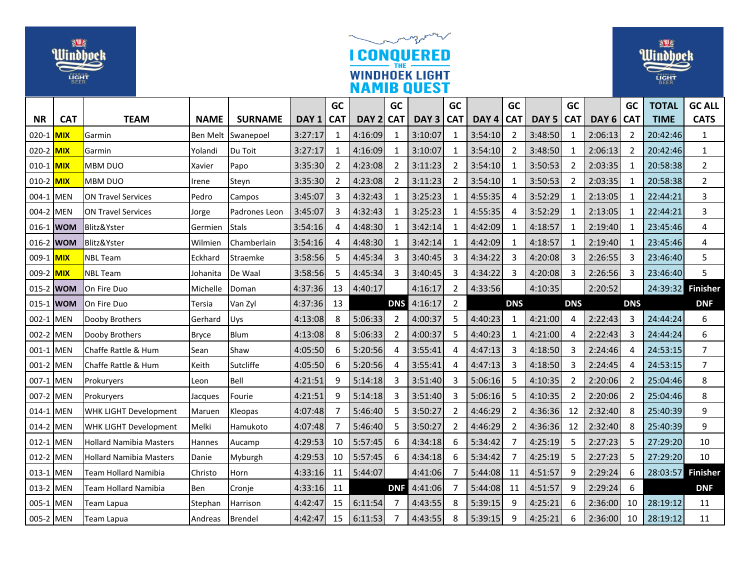# I CONQUERED THE WINDHOEK LIGHT NAMIB QUEST

| NR | CAT | TEAM | NAME | SURNAME | DAY 1 | GC CAT | DAY 2 | GC CAT | DAY 3 | GC CAT | DAY 4 | GC CAT | DAY 5 | GC CAT | DAY 6 | GC CAT | TOTAL TIME | GC ALL CATS |
|---|---|---|---|---|---|---|---|---|---|---|---|---|---|---|---|---|---|---|
| 020-1 | MIX | Garmin | Ben Melt | Swanepoel | 3:27:17 | 1 | 4:16:09 | 1 | 3:10:07 | 1 | 3:54:10 | 2 | 3:48:50 | 1 | 2:06:13 | 2 | 20:42:46 | 1 |
| 020-2 | MIX | Garmin | Yolandi | Du Toit | 3:27:17 | 1 | 4:16:09 | 1 | 3:10:07 | 1 | 3:54:10 | 2 | 3:48:50 | 1 | 2:06:13 | 2 | 20:42:46 | 1 |
| 010-1 | MIX | MBM DUO | Xavier | Papo | 3:35:30 | 2 | 4:23:08 | 2 | 3:11:23 | 2 | 3:54:10 | 1 | 3:50:53 | 2 | 2:03:35 | 1 | 20:58:38 | 2 |
| 010-2 | MIX | MBM DUO | Irene | Steyn | 3:35:30 | 2 | 4:23:08 | 2 | 3:11:23 | 2 | 3:54:10 | 1 | 3:50:53 | 2 | 2:03:35 | 1 | 20:58:38 | 2 |
| 004-1 | MEN | ON Travel Services | Pedro | Campos | 3:45:07 | 3 | 4:32:43 | 1 | 3:25:23 | 1 | 4:55:35 | 4 | 3:52:29 | 1 | 2:13:05 | 1 | 22:44:21 | 3 |
| 004-2 | MEN | ON Travel Services | Jorge | Padrones Leon | 3:45:07 | 3 | 4:32:43 | 1 | 3:25:23 | 1 | 4:55:35 | 4 | 3:52:29 | 1 | 2:13:05 | 1 | 22:44:21 | 3 |
| 016-1 | WOM | Blitz&Yster | Germien | Stals | 3:54:16 | 4 | 4:48:30 | 1 | 3:42:14 | 1 | 4:42:09 | 1 | 4:18:57 | 1 | 2:19:40 | 1 | 23:45:46 | 4 |
| 016-2 | WOM | Blitz&Yster | Wilmien | Chamberlain | 3:54:16 | 4 | 4:48:30 | 1 | 3:42:14 | 1 | 4:42:09 | 1 | 4:18:57 | 1 | 2:19:40 | 1 | 23:45:46 | 4 |
| 009-1 | MIX | NBL Team | Eckhard | Straemke | 3:58:56 | 5 | 4:45:34 | 3 | 3:40:45 | 3 | 4:34:22 | 3 | 4:20:08 | 3 | 2:26:55 | 3 | 23:46:40 | 5 |
| 009-2 | MIX | NBL Team | Johanita | De Waal | 3:58:56 | 5 | 4:45:34 | 3 | 3:40:45 | 3 | 4:34:22 | 3 | 4:20:08 | 3 | 2:26:56 | 3 | 23:46:40 | 5 |
| 015-2 | WOM | On Fire Duo | Michelle | Doman | 4:37:36 | 13 | 4:40:17 | | 4:16:17 | 2 | 4:33:56 | | 4:10:35 | | 2:20:52 | | 24:39:32 | Finisher |
| 015-1 | WOM | On Fire Duo | Tersia | Van Zyl | 4:37:36 | 13 | | DNS | 4:16:17 | 2 | | DNS | | DNS | | DNS | | DNF |
| 002-1 | MEN | Dooby Brothers | Gerhard | Uys | 4:13:08 | 8 | 5:06:33 | 2 | 4:00:37 | 5 | 4:40:23 | 1 | 4:21:00 | 4 | 2:22:43 | 3 | 24:44:24 | 6 |
| 002-2 | MEN | Dooby Brothers | Bryce | Blum | 4:13:08 | 8 | 5:06:33 | 2 | 4:00:37 | 5 | 4:40:23 | 1 | 4:21:00 | 4 | 2:22:43 | 3 | 24:44:24 | 6 |
| 001-1 | MEN | Chaffe Rattle & Hum | Sean | Shaw | 4:05:50 | 6 | 5:20:56 | 4 | 3:55:41 | 4 | 4:47:13 | 3 | 4:18:50 | 3 | 2:24:46 | 4 | 24:53:15 | 7 |
| 001-2 | MEN | Chaffe Rattle & Hum | Keith | Sutcliffe | 4:05:50 | 6 | 5:20:56 | 4 | 3:55:41 | 4 | 4:47:13 | 3 | 4:18:50 | 3 | 2:24:45 | 4 | 24:53:15 | 7 |
| 007-1 | MEN | Prokuryers | Leon | Bell | 4:21:51 | 9 | 5:14:18 | 3 | 3:51:40 | 3 | 5:06:16 | 5 | 4:10:35 | 2 | 2:20:06 | 2 | 25:04:46 | 8 |
| 007-2 | MEN | Prokuryers | Jacques | Fourie | 4:21:51 | 9 | 5:14:18 | 3 | 3:51:40 | 3 | 5:06:16 | 5 | 4:10:35 | 2 | 2:20:06 | 2 | 25:04:46 | 8 |
| 014-1 | MEN | WHK LIGHT Development | Maruen | Kleopas | 4:07:48 | 7 | 5:46:40 | 5 | 3:50:27 | 2 | 4:46:29 | 2 | 4:36:36 | 12 | 2:32:40 | 8 | 25:40:39 | 9 |
| 014-2 | MEN | WHK LIGHT Development | Melki | Hamukoto | 4:07:48 | 7 | 5:46:40 | 5 | 3:50:27 | 2 | 4:46:29 | 2 | 4:36:36 | 12 | 2:32:40 | 8 | 25:40:39 | 9 |
| 012-1 | MEN | Hollard Namibia Masters | Hannes | Aucamp | 4:29:53 | 10 | 5:57:45 | 6 | 4:34:18 | 6 | 5:34:42 | 7 | 4:25:19 | 5 | 2:27:23 | 5 | 27:29:20 | 10 |
| 012-2 | MEN | Hollard Namibia Masters | Danie | Myburgh | 4:29:53 | 10 | 5:57:45 | 6 | 4:34:18 | 6 | 5:34:42 | 7 | 4:25:19 | 5 | 2:27:23 | 5 | 27:29:20 | 10 |
| 013-1 | MEN | Team Hollard Namibia | Christo | Horn | 4:33:16 | 11 | 5:44:07 | | 4:41:06 | 7 | 5:44:08 | 11 | 4:51:57 | 9 | 2:29:24 | 6 | 28:03:57 | Finisher |
| 013-2 | MEN | Team Hollard Namibia | Ben | Cronje | 4:33:16 | 11 | | DNF | 4:41:06 | 7 | 5:44:08 | 11 | 4:51:57 | 9 | 2:29:24 | 6 | | DNF |
| 005-1 | MEN | Team Lapua | Stephan | Harrison | 4:42:47 | 15 | 6:11:54 | 7 | 4:43:55 | 8 | 5:39:15 | 9 | 4:25:21 | 6 | 2:36:00 | 10 | 28:19:12 | 11 |
| 005-2 | MEN | Team Lapua | Andreas | Brendel | 4:42:47 | 15 | 6:11:53 | 7 | 4:43:55 | 8 | 5:39:15 | 9 | 4:25:21 | 6 | 2:36:00 | 10 | 28:19:12 | 11 |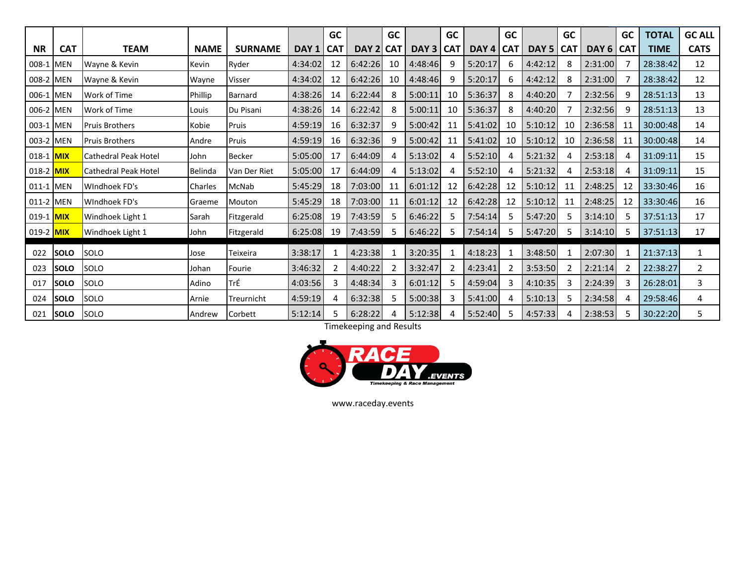| NR | CAT | TEAM | NAME | SURNAME | DAY 1 | GC CAT | DAY 2 | GC CAT | DAY 3 | GC CAT | DAY 4 | GC CAT | DAY 5 | GC CAT | DAY 6 | GC CAT | TOTAL TIME | GC ALL CATS |
|---|---|---|---|---|---|---|---|---|---|---|---|---|---|---|---|---|---|---|
| 008-1 | MEN | Wayne & Kevin | Kevin | Ryder | 4:34:02 | 12 | 6:42:26 | 10 | 4:48:46 | 9 | 5:20:17 | 6 | 4:42:12 | 8 | 2:31:00 | 7 | 28:38:42 | 12 |
| 008-2 | MEN | Wayne & Kevin | Wayne | Visser | 4:34:02 | 12 | 6:42:26 | 10 | 4:48:46 | 9 | 5:20:17 | 6 | 4:42:12 | 8 | 2:31:00 | 7 | 28:38:42 | 12 |
| 006-1 | MEN | Work of Time | Phillip | Barnard | 4:38:26 | 14 | 6:22:44 | 8 | 5:00:11 | 10 | 5:36:37 | 8 | 4:40:20 | 7 | 2:32:56 | 9 | 28:51:13 | 13 |
| 006-2 | MEN | Work of Time | Louis | Du Pisani | 4:38:26 | 14 | 6:22:42 | 8 | 5:00:11 | 10 | 5:36:37 | 8 | 4:40:20 | 7 | 2:32:56 | 9 | 28:51:13 | 13 |
| 003-1 | MEN | Pruis Brothers | Kobie | Pruis | 4:59:19 | 16 | 6:32:37 | 9 | 5:00:42 | 11 | 5:41:02 | 10 | 5:10:12 | 10 | 2:36:58 | 11 | 30:00:48 | 14 |
| 003-2 | MEN | Pruis Brothers | Andre | Pruis | 4:59:19 | 16 | 6:32:36 | 9 | 5:00:42 | 11 | 5:41:02 | 10 | 5:10:12 | 10 | 2:36:58 | 11 | 30:00:48 | 14 |
| 018-1 | MIX | Cathedral Peak Hotel | John | Becker | 5:05:00 | 17 | 6:44:09 | 4 | 5:13:02 | 4 | 5:52:10 | 4 | 5:21:32 | 4 | 2:53:18 | 4 | 31:09:11 | 15 |
| 018-2 | MIX | Cathedral Peak Hotel | Belinda | Van Der Riet | 5:05:00 | 17 | 6:44:09 | 4 | 5:13:02 | 4 | 5:52:10 | 4 | 5:21:32 | 4 | 2:53:18 | 4 | 31:09:11 | 15 |
| 011-1 | MEN | WIndhoek FD's | Charles | McNab | 5:45:29 | 18 | 7:03:00 | 11 | 6:01:12 | 12 | 6:42:28 | 12 | 5:10:12 | 11 | 2:48:25 | 12 | 33:30:46 | 16 |
| 011-2 | MEN | WIndhoek FD's | Graeme | Mouton | 5:45:29 | 18 | 7:03:00 | 11 | 6:01:12 | 12 | 6:42:28 | 12 | 5:10:12 | 11 | 2:48:25 | 12 | 33:30:46 | 16 |
| 019-1 | MIX | Windhoek Light 1 | Sarah | Fitzgerald | 6:25:08 | 19 | 7:43:59 | 5 | 6:46:22 | 5 | 7:54:14 | 5 | 5:47:20 | 5 | 3:14:10 | 5 | 37:51:13 | 17 |
| 019-2 | MIX | Windhoek Light 1 | John | Fitzgerald | 6:25:08 | 19 | 7:43:59 | 5 | 6:46:22 | 5 | 7:54:14 | 5 | 5:47:20 | 5 | 3:14:10 | 5 | 37:51:13 | 17 |
| 022 | SOLO | SOLO | Jose | Teixeira | 3:38:17 | 1 | 4:23:38 | 1 | 3:20:35 | 1 | 4:18:23 | 1 | 3:48:50 | 1 | 2:07:30 | 1 | 21:37:13 | 1 |
| 023 | SOLO | SOLO | Johan | Fourie | 3:46:32 | 2 | 4:40:22 | 2 | 3:32:47 | 2 | 4:23:41 | 2 | 3:53:50 | 2 | 2:21:14 | 2 | 22:38:27 | 2 |
| 017 | SOLO | SOLO | Adino | TrÉ | 4:03:56 | 3 | 4:48:34 | 3 | 6:01:12 | 5 | 4:59:04 | 3 | 4:10:35 | 3 | 2:24:39 | 3 | 26:28:01 | 3 |
| 024 | SOLO | SOLO | Arnie | Treurnicht | 4:59:19 | 4 | 6:32:38 | 5 | 5:00:38 | 3 | 5:41:00 | 4 | 5:10:13 | 5 | 2:34:58 | 4 | 29:58:46 | 4 |
| 021 | SOLO | SOLO | Andrew | Corbett | 5:12:14 | 5 | 6:28:22 | 4 | 5:12:38 | 4 | 5:52:40 | 5 | 4:57:33 | 4 | 2:38:53 | 5 | 30:22:20 | 5 |

Timekeeping and Results

RACE DAY .EVENTS
Timekeeping & Race Management

www.raceday.events